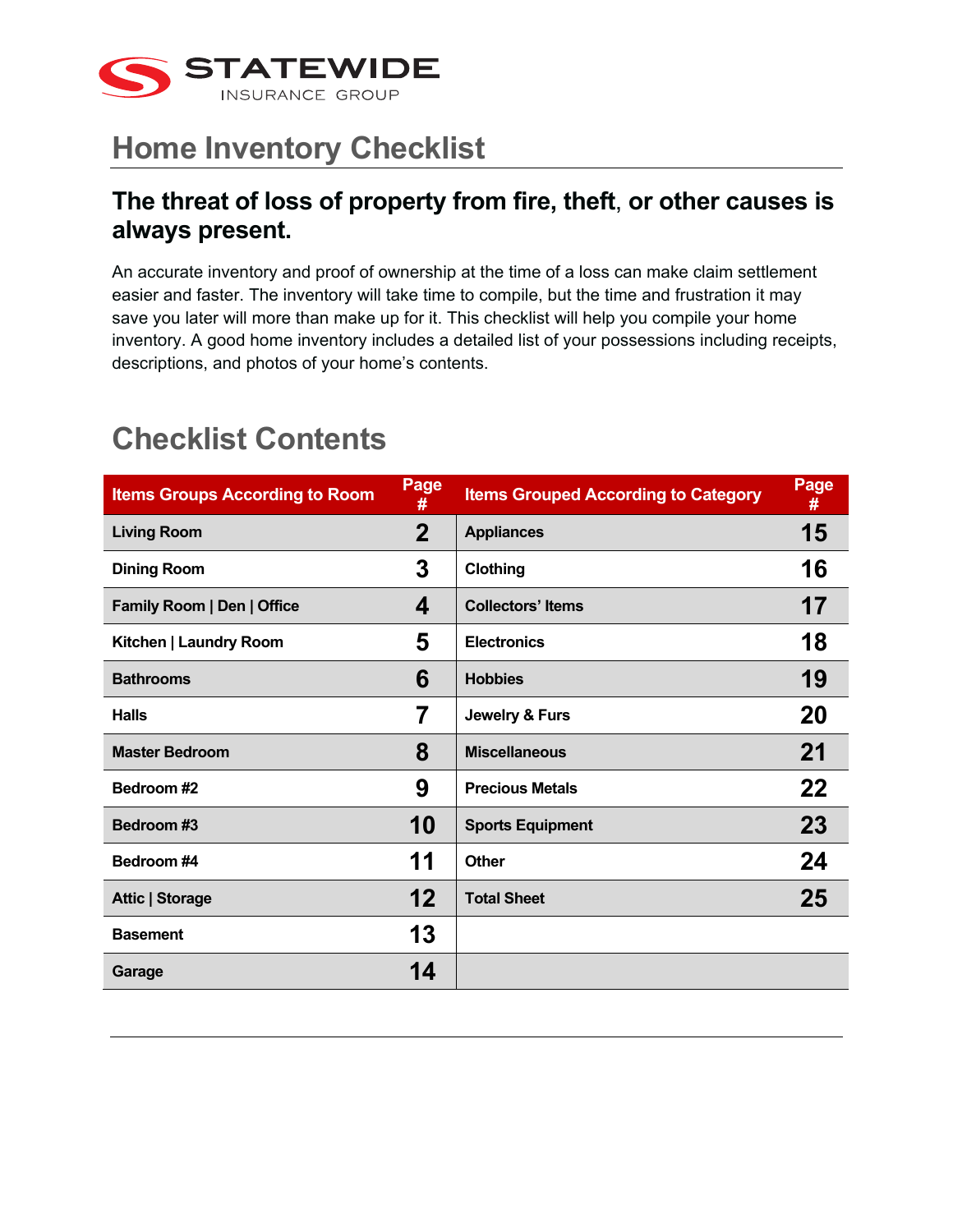STATEWIDE
INSURANCE GROUP

# Home Inventory Checklist

## The threat of loss of property from fire, theft, or other causes is always present.

An accurate inventory and proof of ownership at the time of a loss can make claim settlement easier and faster. The inventory will take time to compile, but the time and frustration it may save you later will more than make up for it. This checklist will help you compile your home inventory. A good home inventory includes a detailed list of your possessions including receipts, descriptions, and photos of your home's contents.

# Checklist Contents

| Items Groups According to Room | Page # | Items Grouped According to Category | Page # |
|---|---|---|---|
| Living Room | 2 | Appliances | 15 |
| Dining Room | 3 | Clothing | 16 |
| Family Room \| Den \| Office | 4 | Collectors' Items | 17 |
| Kitchen \| Laundry Room | 5 | Electronics | 18 |
| Bathrooms | 6 | Hobbies | 19 |
| Halls | 7 | Jewelry & Furs | 20 |
| Master Bedroom | 8 | Miscellaneous | 21 |
| Bedroom #2 | 9 | Precious Metals | 22 |
| Bedroom #3 | 10 | Sports Equipment | 23 |
| Bedroom #4 | 11 | Other | 24 |
| Attic \| Storage | 12 | Total Sheet | 25 |
| Basement | 13 | | |
| Garage | 14 | | |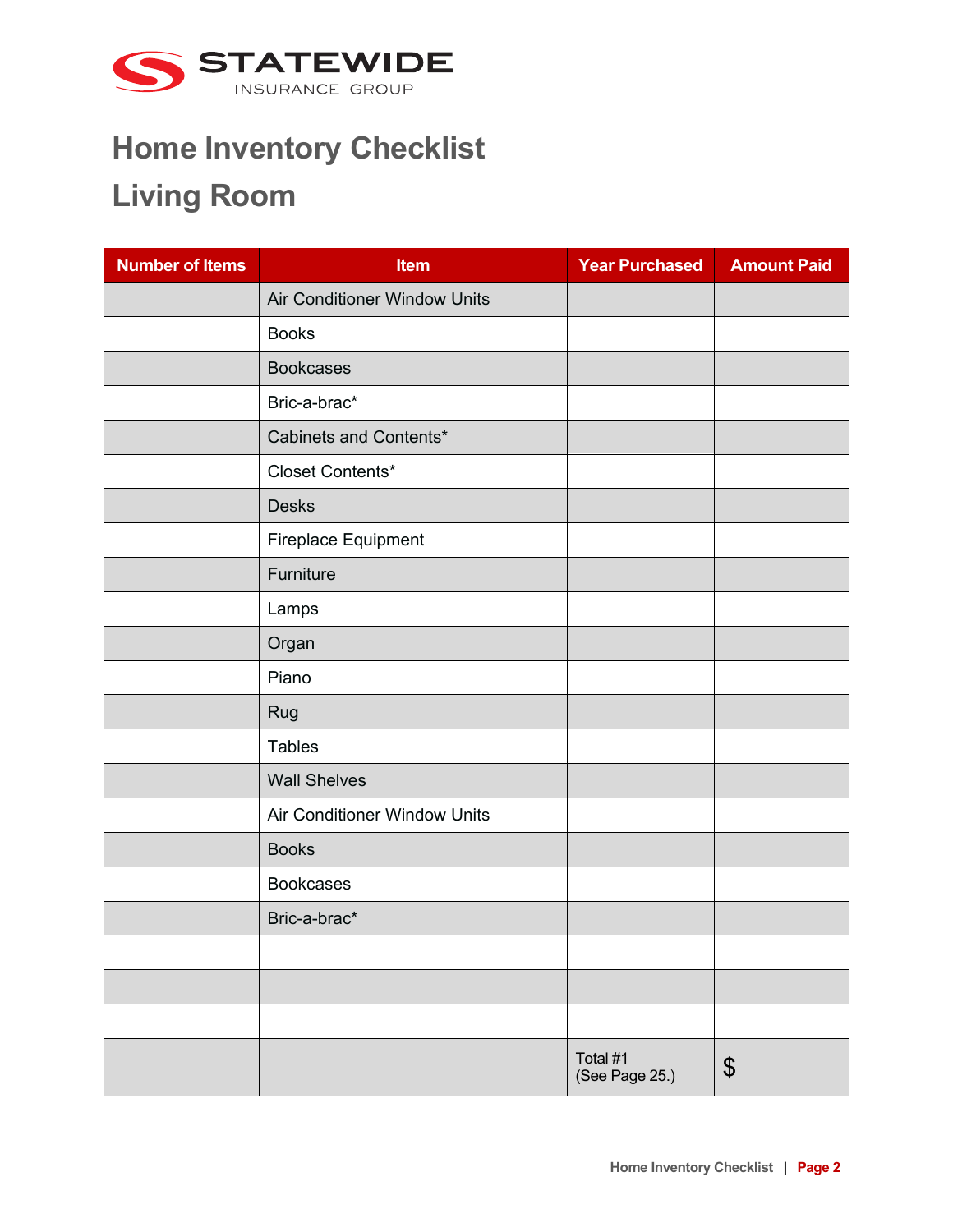STATEWIDE INSURANCE GROUP

# Home Inventory Checklist

## Living Room

| Number of Items | Item | Year Purchased | Amount Paid |
|---|---|---|---|
| | Air Conditioner Window Units | | |
| | Books | | |
| | Bookcases | | |
| | Bric-a-brac* | | |
| | Cabinets and Contents* | | |
| | Closet Contents* | | |
| | Desks | | |
| | Fireplace Equipment | | |
| | Furniture | | |
| | Lamps | | |
| | Organ | | |
| | Piano | | |
| | Rug | | |
| | Tables | | |
| | Wall Shelves | | |
| | Air Conditioner Window Units | | |
| | Books | | |
| | Bookcases | | |
| | Bric-a-brac* | | |
| | | | |
| | | | |
| | | | |
| | | Total #1 (See Page 25.) | $ |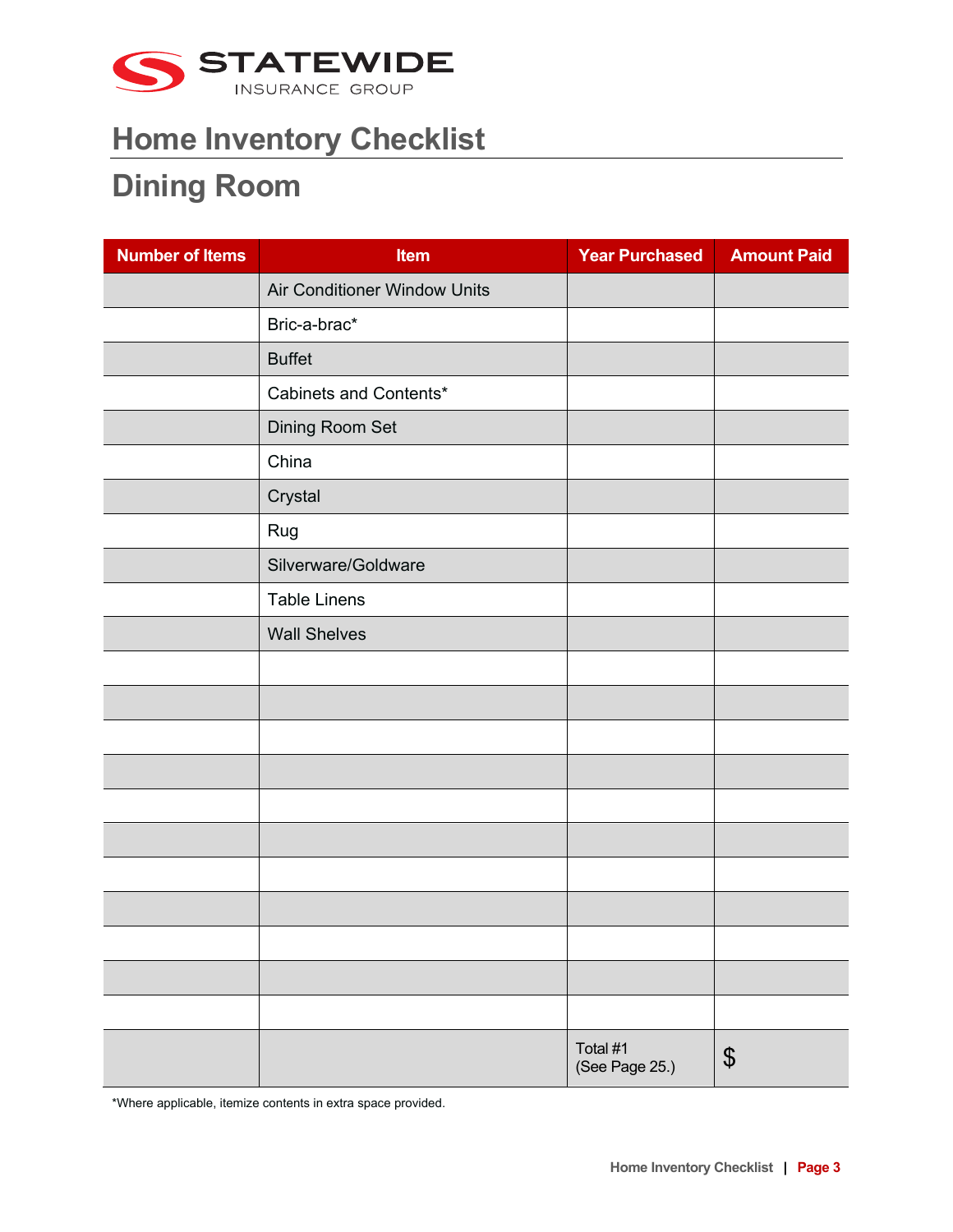STATEWIDE INSURANCE GROUP

# Home Inventory Checklist

## Dining Room

| Number of Items | Item | Year Purchased | Amount Paid |
|---|---|---|---|
| | Air Conditioner Window Units | | |
| | Bric-a-brac* | | |
| | Buffet | | |
| | Cabinets and Contents* | | |
| | Dining Room Set | | |
| | China | | |
| | Crystal | | |
| | Rug | | |
| | Silverware/Goldware | | |
| | Table Linens | | |
| | Wall Shelves | | |
| | | | |
| | | | |
| | | | |
| | | | |
| | | | |
| | | | |
| | | | |
| | | | |
| | | | |
| | | | |
| | | | |
| | | Total #1 (See Page 25.) | $ |

*Where applicable, itemize contents in extra space provided.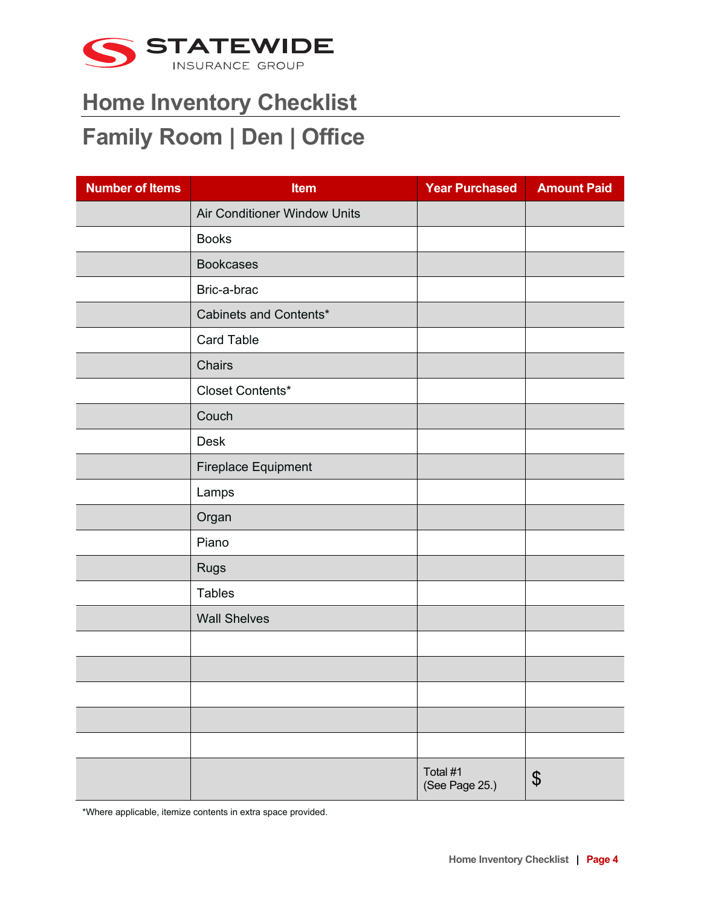STATEWIDE INSURANCE GROUP

# Home Inventory Checklist

## Family Room | Den | Office

| Number of Items | Item | Year Purchased | Amount Paid |
|---|---|---|---|
| | Air Conditioner Window Units | | |
| | Books | | |
| | Bookcases | | |
| | Bric-a-brac | | |
| | Cabinets and Contents* | | |
| | Card Table | | |
| | Chairs | | |
| | Closet Contents* | | |
| | Couch | | |
| | Desk | | |
| | Fireplace Equipment | | |
| | Lamps | | |
| | Organ | | |
| | Piano | | |
| | Rugs | | |
| | Tables | | |
| | Wall Shelves | | |
| | | | |
| | | | |
| | | | |
| | | | |
| | | | |
| | | Total #1 (See Page 25.) | $ |

*Where applicable, itemize contents in extra space provided.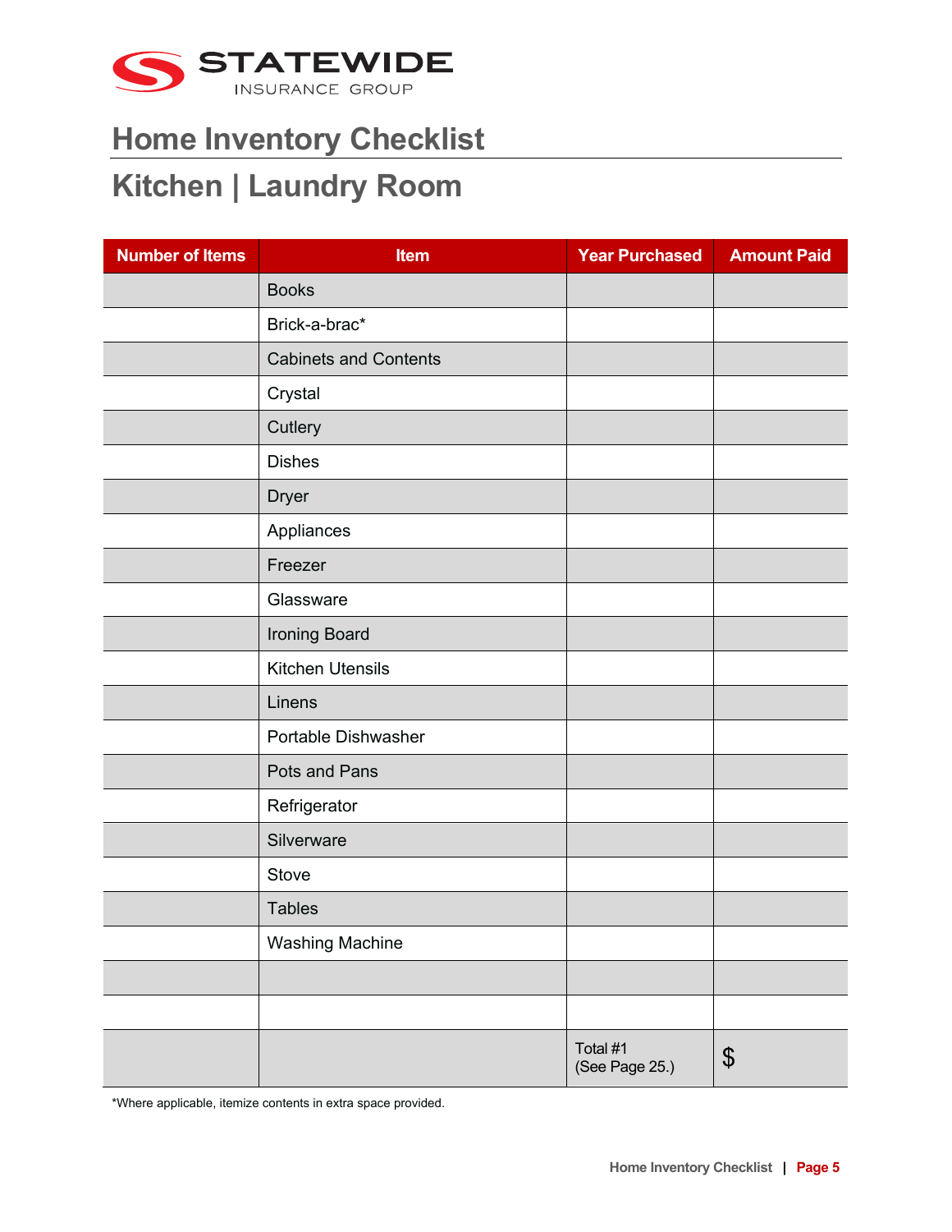# Home Inventory Checklist

## Kitchen | Laundry Room

| Number of Items | Item | Year Purchased | Amount Paid |
|---|---|---|---|
| | Books | | |
| | Brick-a-brac* | | |
| | Cabinets and Contents | | |
| | Crystal | | |
| | Cutlery | | |
| | Dishes | | |
| | Dryer | | |
| | Appliances | | |
| | Freezer | | |
| | Glassware | | |
| | Ironing Board | | |
| | Kitchen Utensils | | |
| | Linens | | |
| | Portable Dishwasher | | |
| | Pots and Pans | | |
| | Refrigerator | | |
| | Silverware | | |
| | Stove | | |
| | Tables | | |
| | Washing Machine | | |
| | | | |
| | | | |
| | | Total #1 (See Page 25.) | $ |

*Where applicable, itemize contents in extra space provided.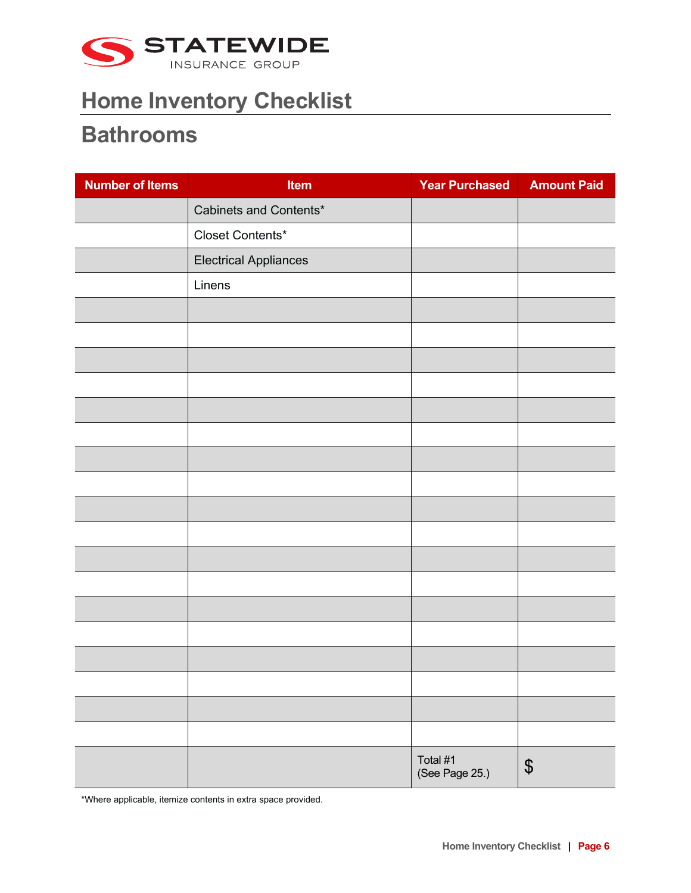STATEWIDE INSURANCE GROUP

# Home Inventory Checklist

## Bathrooms

| Number of Items | Item | Year Purchased | Amount Paid |
|---|---|---|---|
| | Cabinets and Contents* | | |
| | Closet Contents* | | |
| | Electrical Appliances | | |
| | Linens | | |
| | | | |
| | | | |
| | | | |
| | | | |
| | | | |
| | | | |
| | | | |
| | | | |
| | | | |
| | | | |
| | | | |
| | | | |
| | | | |
| | | | |
| | | | |
| | | | |
| | | | |
| | | | |
| | | Total #1 (See Page 25.) | $ |

*Where applicable, itemize contents in extra space provided.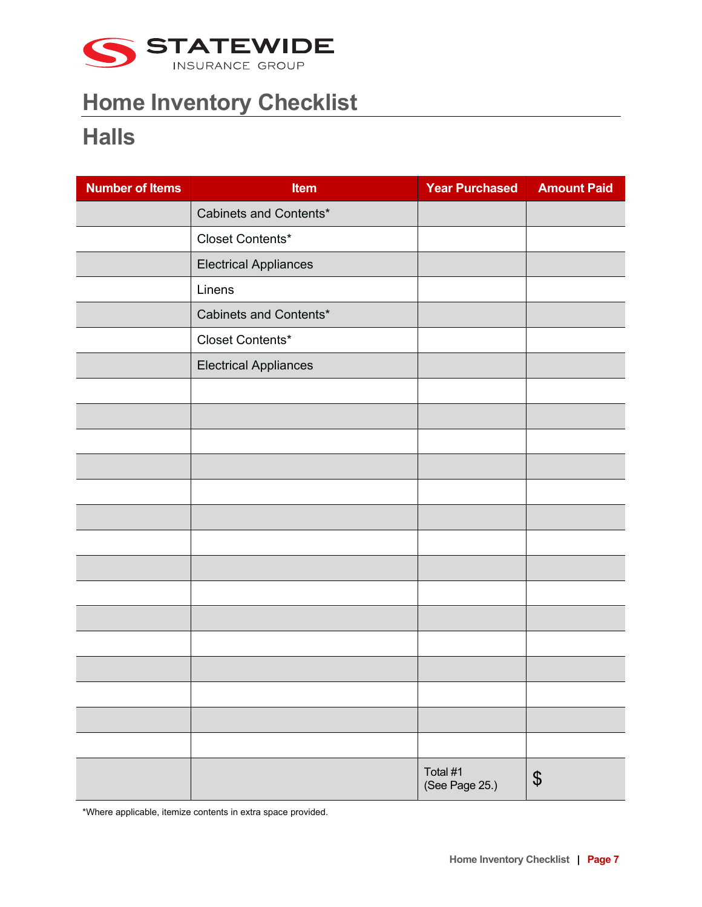STATEWIDE
INSURANCE GROUP

# Home Inventory Checklist

## Halls

| Number of Items | Item | Year Purchased | Amount Paid |
|---|---|---|---|
| | Cabinets and Contents* | | |
| | Closet Contents* | | |
| | Electrical Appliances | | |
| | Linens | | |
| | Cabinets and Contents* | | |
| | Closet Contents* | | |
| | Electrical Appliances | | |
| | | | |
| | | | |
| | | | |
| | | | |
| | | | |
| | | | |
| | | | |
| | | | |
| | | | |
| | | | |
| | | | |
| | | | |
| | | | |
| | | | |
| | | | |
| | | Total #1 (See Page 25.) | $ |

*Where applicable, itemize contents in extra space provided.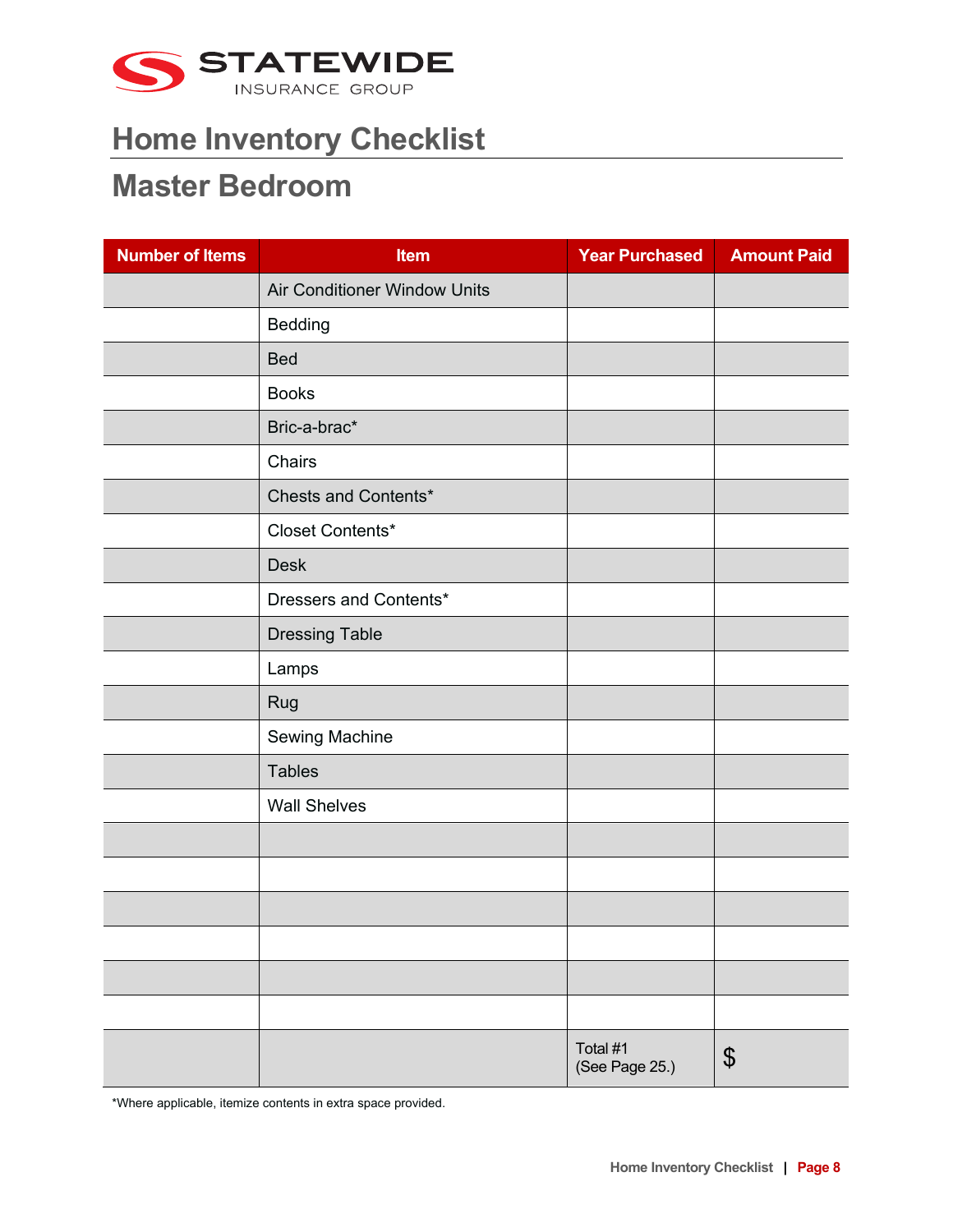# Home Inventory Checklist

## Master Bedroom

| Number of Items | Item | Year Purchased | Amount Paid |
|---|---|---|---|
| | Air Conditioner Window Units | | |
| | Bedding | | |
| | Bed | | |
| | Books | | |
| | Bric-a-brac* | | |
| | Chairs | | |
| | Chests and Contents* | | |
| | Closet Contents* | | |
| | Desk | | |
| | Dressers and Contents* | | |
| | Dressing Table | | |
| | Lamps | | |
| | Rug | | |
| | Sewing Machine | | |
| | Tables | | |
| | Wall Shelves | | |
| | | | |
| | | | |
| | | | |
| | | | |
| | | | |
| | | | |
| | | Total #1 (See Page 25.) | $ |

*Where applicable, itemize contents in extra space provided.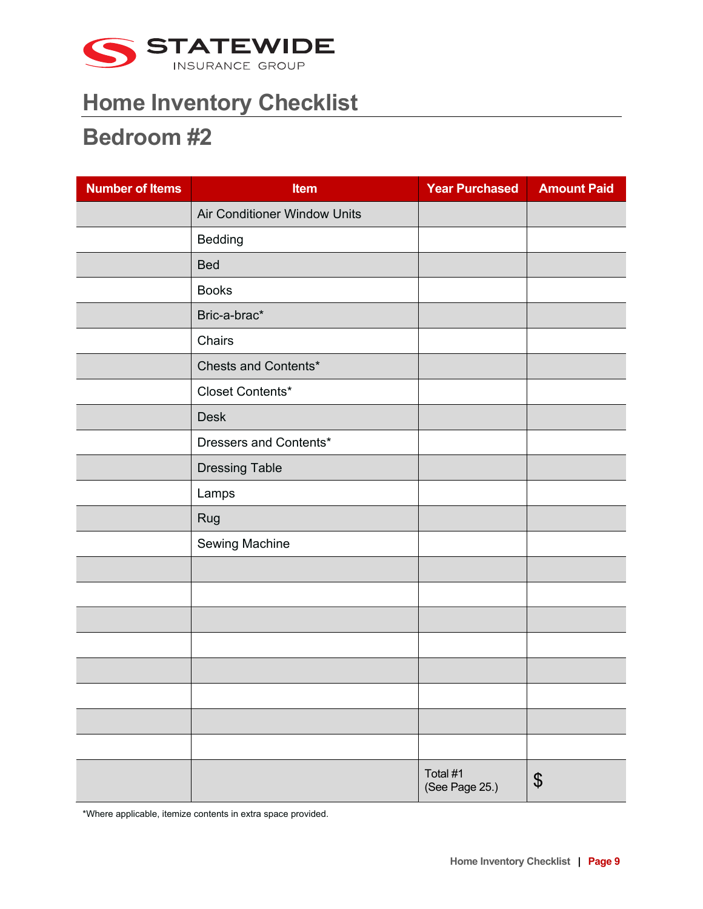STATEWIDE
INSURANCE GROUP

# Home Inventory Checklist

## Bedroom #2

| Number of Items | Item | Year Purchased | Amount Paid |
|---|---|---|---|
| | Air Conditioner Window Units | | |
| | Bedding | | |
| | Bed | | |
| | Books | | |
| | Bric-a-brac* | | |
| | Chairs | | |
| | Chests and Contents* | | |
| | Closet Contents* | | |
| | Desk | | |
| | Dressers and Contents* | | |
| | Dressing Table | | |
| | Lamps | | |
| | Rug | | |
| | Sewing Machine | | |
| | | | |
| | | | |
| | | | |
| | | | |
| | | | |
| | | | |
| | | | |
| | | | |
| | | Total #1 (See Page 25.) | $ |

*Where applicable, itemize contents in extra space provided.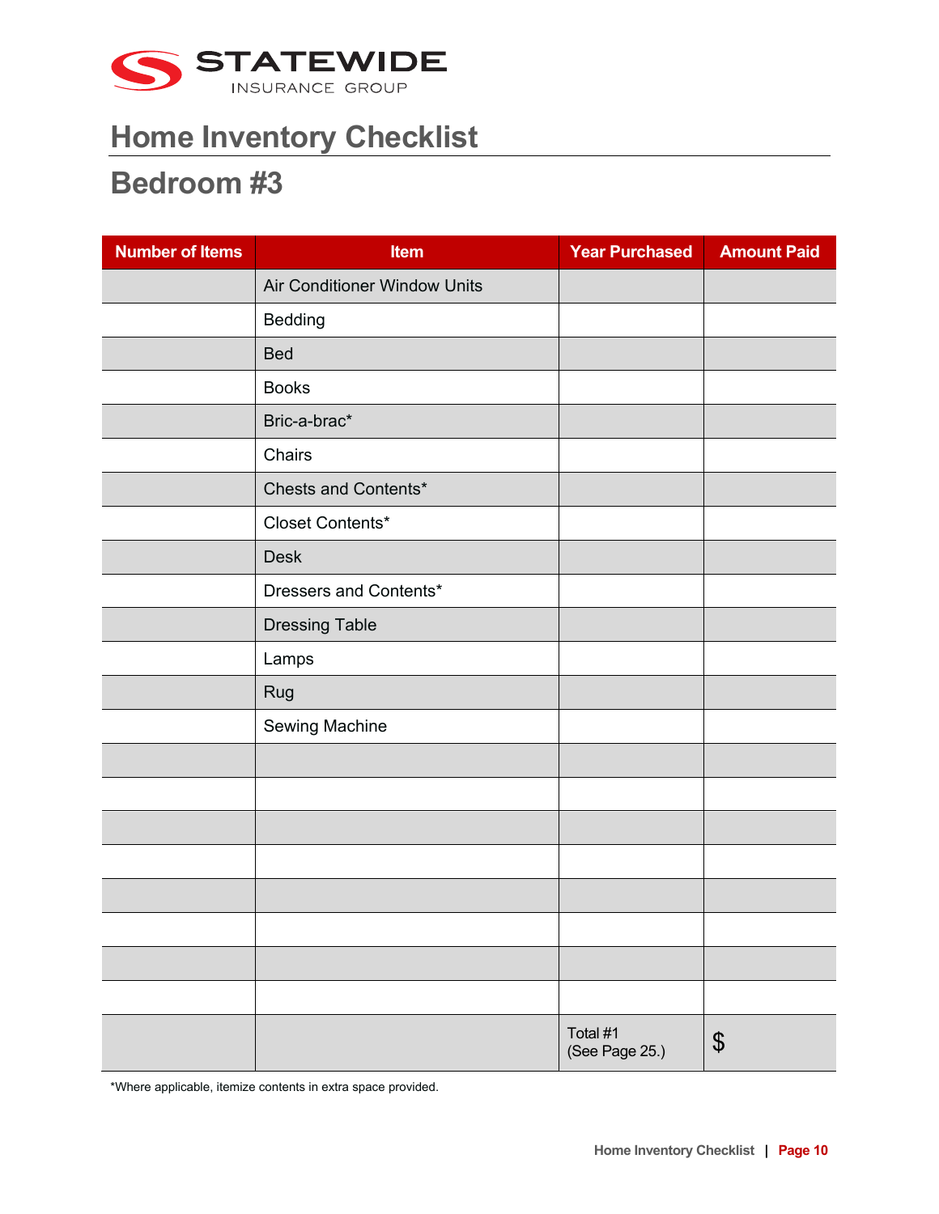STATEWIDE INSURANCE GROUP

# Home Inventory Checklist

## Bedroom #3

| Number of Items | Item | Year Purchased | Amount Paid |
| --- | --- | --- | --- |
| | Air Conditioner Window Units | | |
| | Bedding | | |
| | Bed | | |
| | Books | | |
| | Bric-a-brac* | | |
| | Chairs | | |
| | Chests and Contents* | | |
| | Closet Contents* | | |
| | Desk | | |
| | Dressers and Contents* | | |
| | Dressing Table | | |
| | Lamps | | |
| | Rug | | |
| | Sewing Machine | | |
| | | | |
| | | | |
| | | | |
| | | | |
| | | | |
| | | | |
| | | | |
| | | | |
| | | Total #1 (See Page 25.) | $ |

*Where applicable, itemize contents in extra space provided.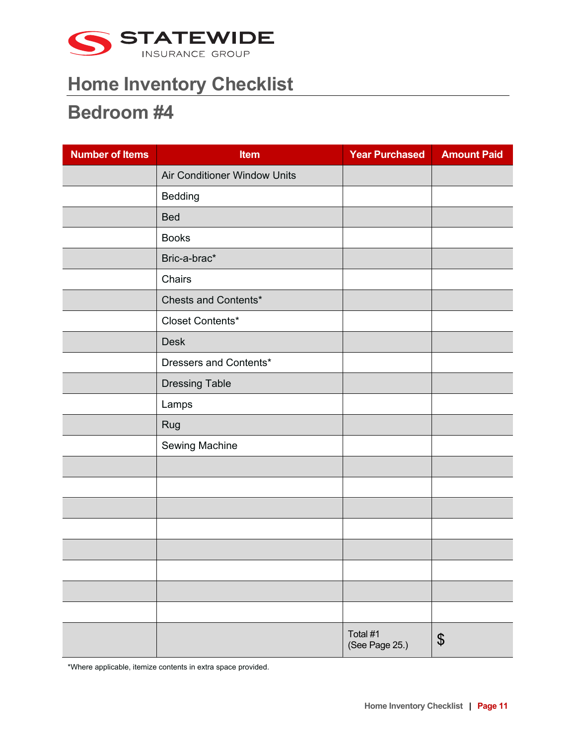STATEWIDE INSURANCE GROUP

# Home Inventory Checklist

## Bedroom #4

| Number of Items | Item | Year Purchased | Amount Paid |
|---|---|---|---|
| | Air Conditioner Window Units | | |
| | Bedding | | |
| | Bed | | |
| | Books | | |
| | Bric-a-brac* | | |
| | Chairs | | |
| | Chests and Contents* | | |
| | Closet Contents* | | |
| | Desk | | |
| | Dressers and Contents* | | |
| | Dressing Table | | |
| | Lamps | | |
| | Rug | | |
| | Sewing Machine | | |
| | | | |
| | | | |
| | | | |
| | | | |
| | | | |
| | | | |
| | | | |
| | | | |
| | | Total #1 (See Page 25.) | $ |

*Where applicable, itemize contents in extra space provided.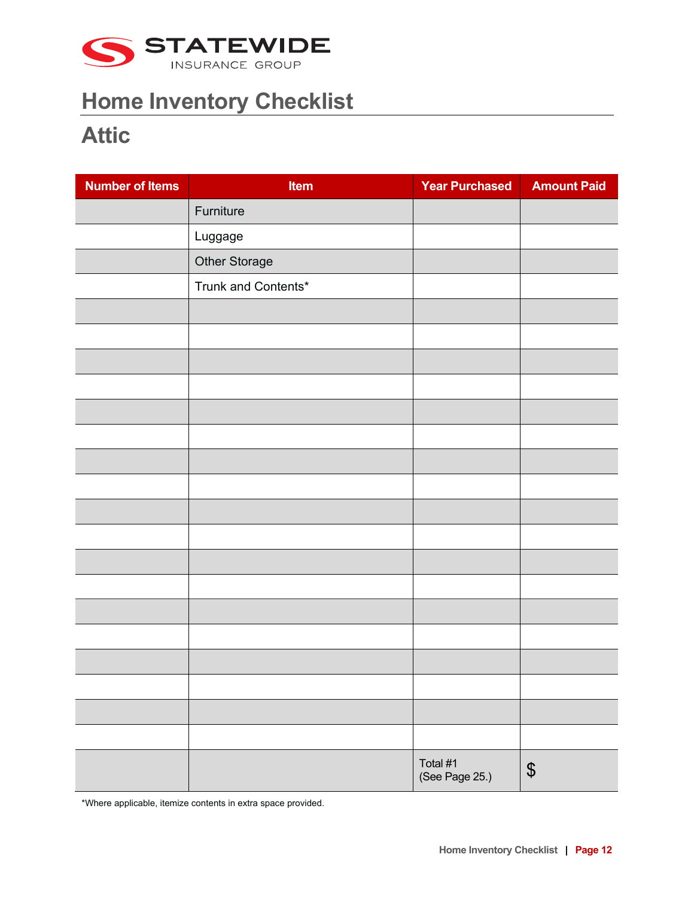# Home Inventory Checklist

## Attic

| Number of Items | Item | Year Purchased | Amount Paid |
|---|---|---|---|
| | Furniture | | |
| | Luggage | | |
| | Other Storage | | |
| | Trunk and Contents* | | |
| | | | |
| | | | |
| | | | |
| | | | |
| | | | |
| | | | |
| | | | |
| | | | |
| | | | |
| | | | |
| | | | |
| | | | |
| | | | |
| | | | |
| | | | |
| | | | |
| | | | |
| | | | |
| | | Total #1 (See Page 25.) | $ |

*Where applicable, itemize contents in extra space provided.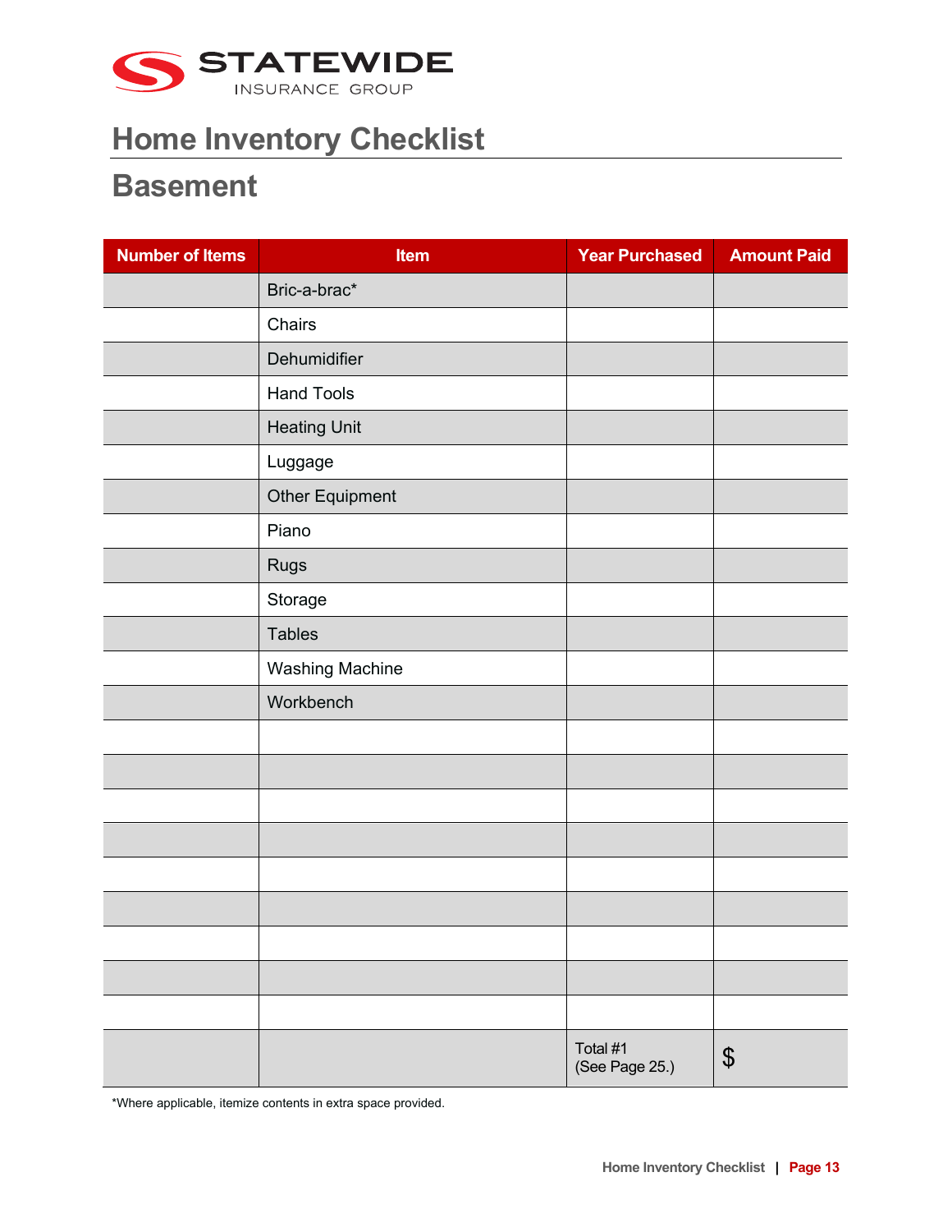STATEWIDE INSURANCE GROUP

# Home Inventory Checklist

## Basement

| Number of Items | Item | Year Purchased | Amount Paid |
|---|---|---|---|
| | Bric-a-brac* | | |
| | Chairs | | |
| | Dehumidifier | | |
| | Hand Tools | | |
| | Heating Unit | | |
| | Luggage | | |
| | Other Equipment | | |
| | Piano | | |
| | Rugs | | |
| | Storage | | |
| | Tables | | |
| | Washing Machine | | |
| | Workbench | | |
| | | | |
| | | | |
| | | | |
| | | | |
| | | | |
| | | | |
| | | | |
| | | | |
| | | | |
| | | Total #1 (See Page 25.) | $ |

*Where applicable, itemize contents in extra space provided.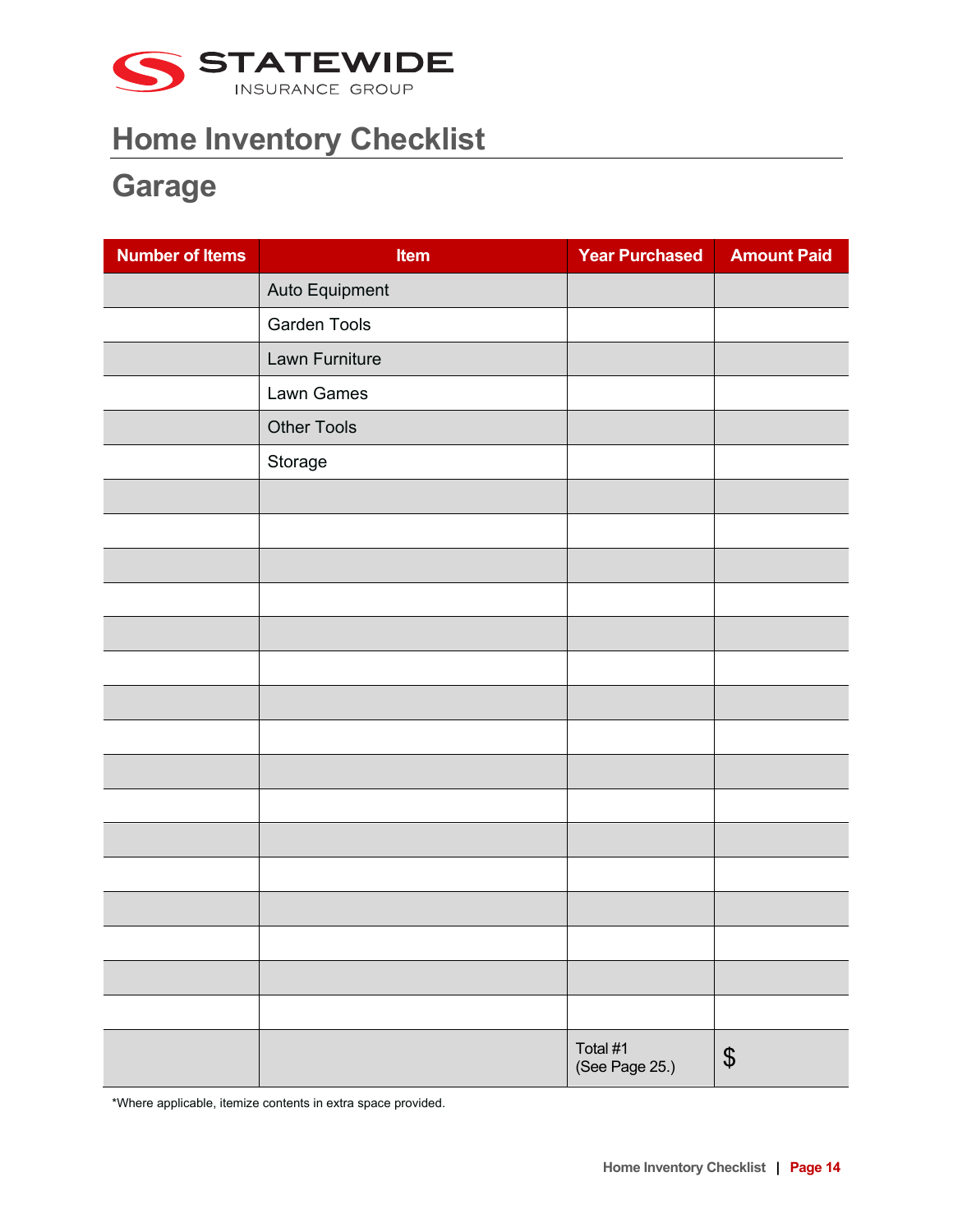STATEWIDE INSURANCE GROUP

# Home Inventory Checklist

## Garage

| Number of Items | Item | Year Purchased | Amount Paid |
|---|---|---|---|
| | Auto Equipment | | |
| | Garden Tools | | |
| | Lawn Furniture | | |
| | Lawn Games | | |
| | Other Tools | | |
| | Storage | | |
| | | | |
| | | | |
| | | | |
| | | | |
| | | | |
| | | | |
| | | | |
| | | | |
| | | | |
| | | | |
| | | | |
| | | | |
| | | | |
| | | | |
| | | | |
| | | | |
| | | Total #1 (See Page 25.) | $ |

*Where applicable, itemize contents in extra space provided.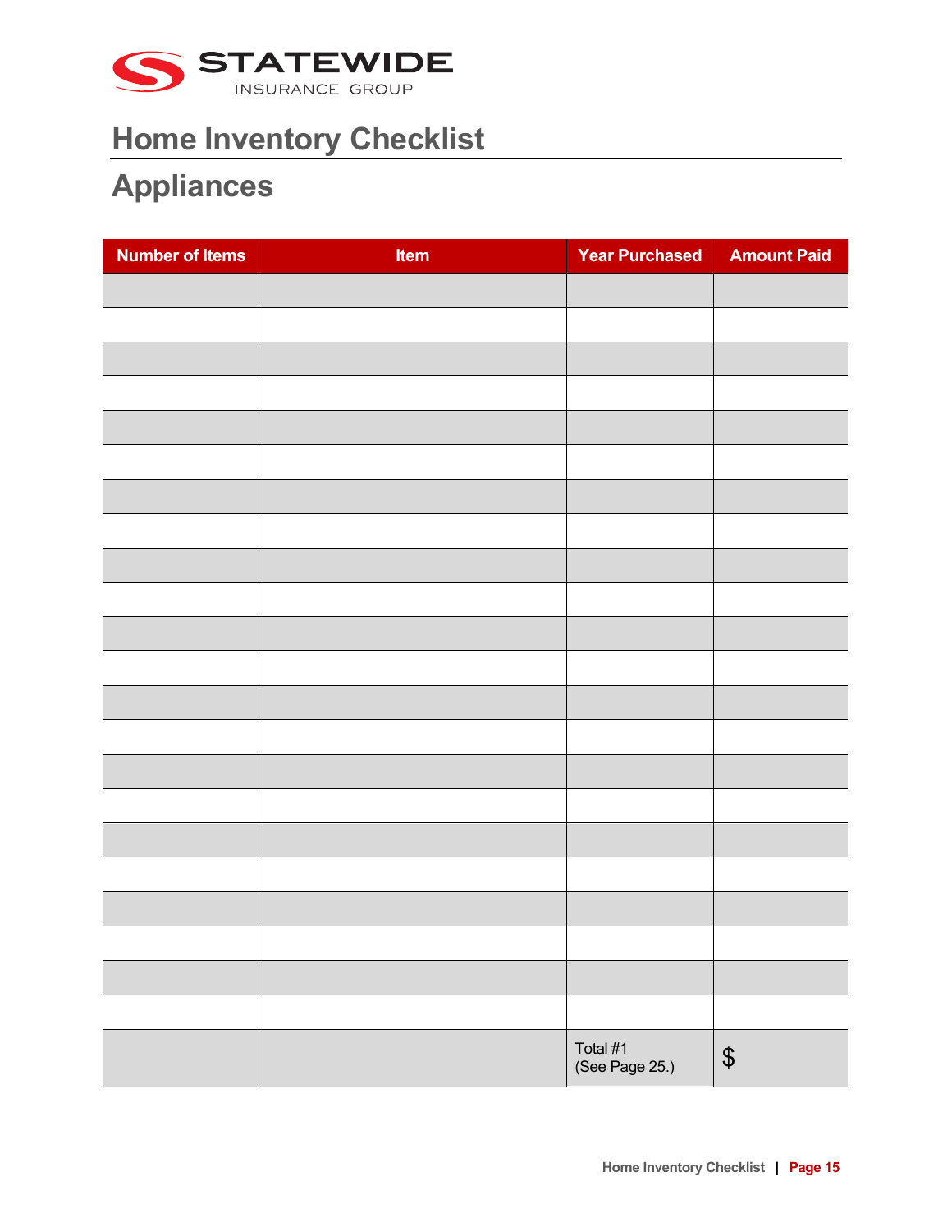STATEWIDE INSURANCE GROUP

# Home Inventory Checklist

## Appliances

| Number of Items | Item | Year Purchased | Amount Paid |
|---|---|---|---|
| | | | |
| | | | |
| | | | |
| | | | |
| | | | |
| | | | |
| | | | |
| | | | |
| | | | |
| | | | |
| | | | |
| | | | |
| | | | |
| | | | |
| | | | |
| | | | |
| | | | |
| | | | |
| | | | |
| | | | |
| | | | |
| | | | |
| | | Total #1 (See Page 25.) | $ |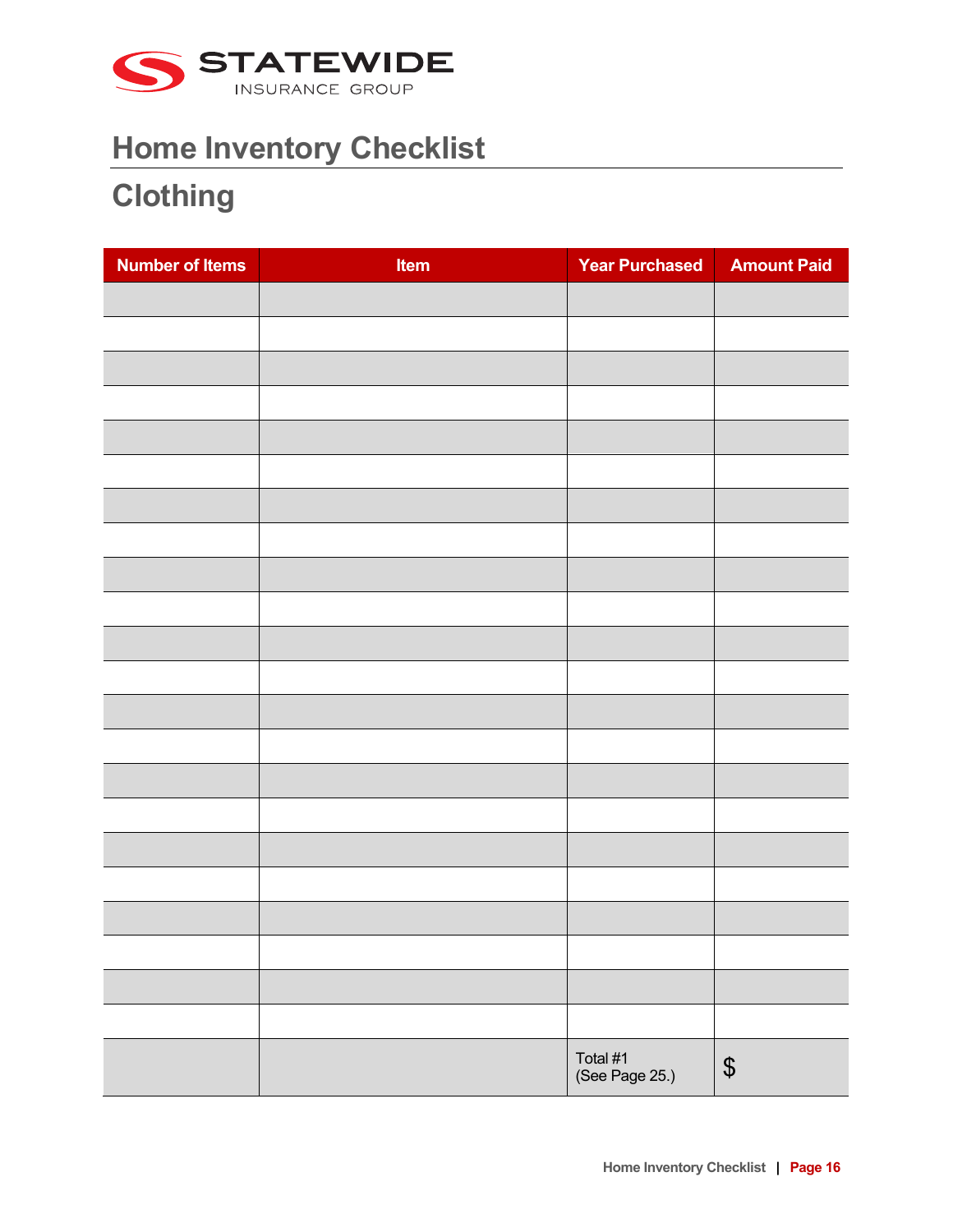STATEWIDE INSURANCE GROUP

# Home Inventory Checklist

## Clothing

| Number of Items | Item | Year Purchased | Amount Paid |
|---|---|---|---|
| | | | |
| | | | |
| | | | |
| | | | |
| | | | |
| | | | |
| | | | |
| | | | |
| | | | |
| | | | |
| | | | |
| | | | |
| | | | |
| | | | |
| | | | |
| | | | |
| | | | |
| | | | |
| | | | |
| | | | |
| | | | |
| | | | |
| | | Total #1 (See Page 25.) | $ |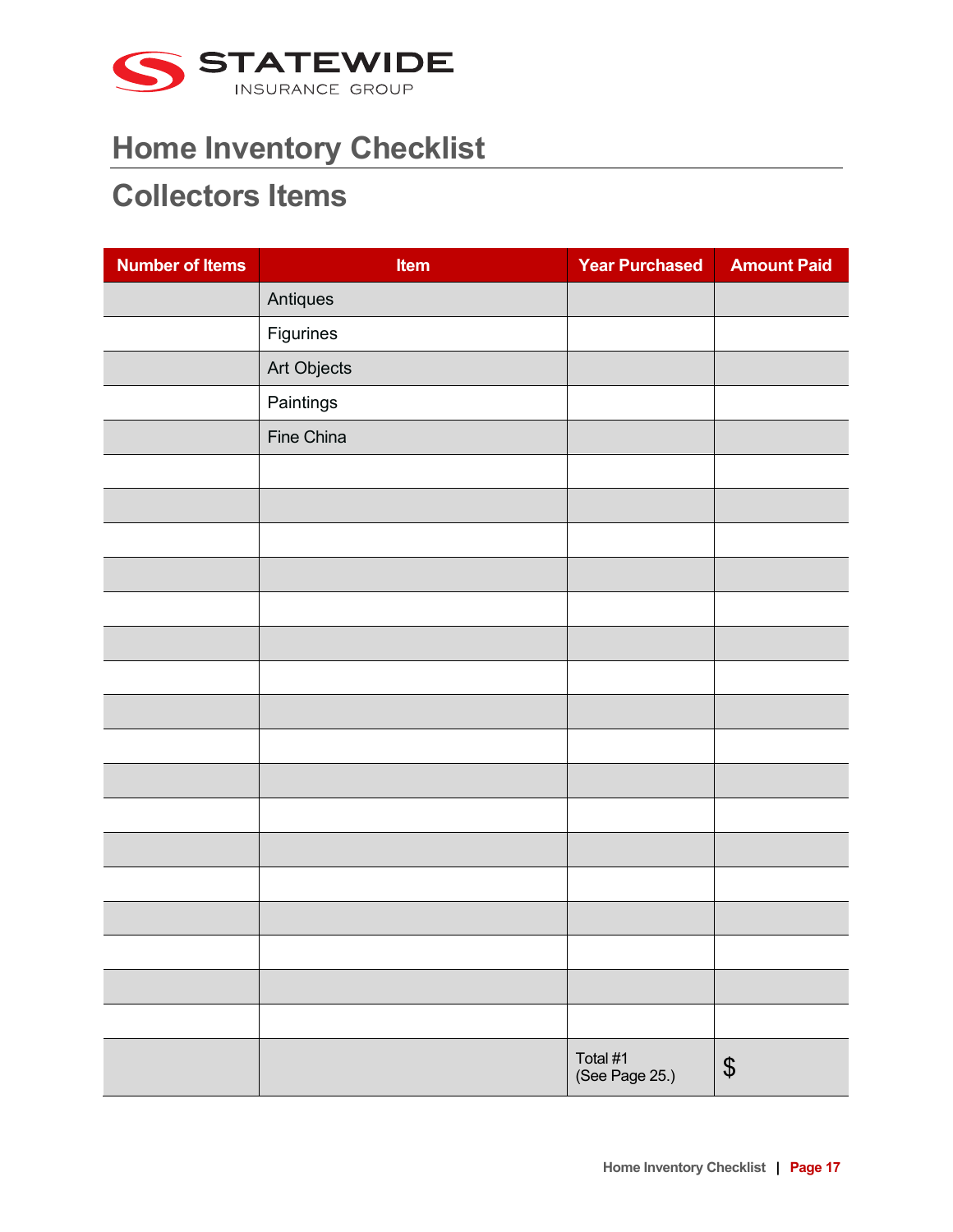STATEWIDE INSURANCE GROUP

# Home Inventory Checklist

## Collectors Items

| Number of Items | Item | Year Purchased | Amount Paid |
|---|---|---|---|
| | Antiques | | |
| | Figurines | | |
| | Art Objects | | |
| | Paintings | | |
| | Fine China | | |
| | | | |
| | | | |
| | | | |
| | | | |
| | | | |
| | | | |
| | | | |
| | | | |
| | | | |
| | | | |
| | | | |
| | | | |
| | | | |
| | | | |
| | | | |
| | | | |
| | | | |
| | | Total #1 (See Page 25.) | $ |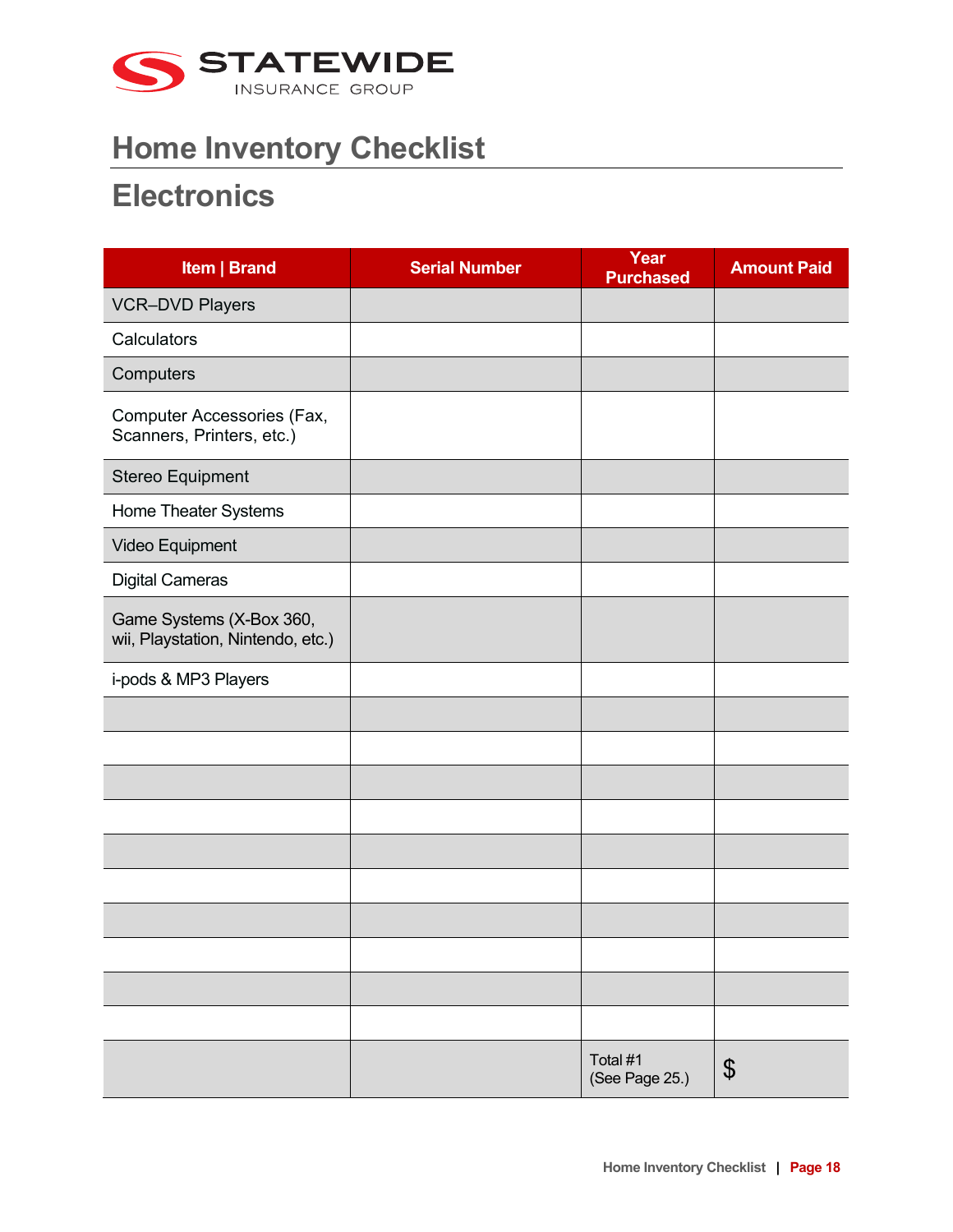STATEWIDE INSURANCE GROUP

# Home Inventory Checklist

## Electronics

| Item \| Brand | Serial Number | Year Purchased | Amount Paid |
|---|---|---|---|
| VCR–DVD Players | | | |
| Calculators | | | |
| Computers | | | |
| Computer Accessories (Fax, Scanners, Printers, etc.) | | | |
| Stereo Equipment | | | |
| Home Theater Systems | | | |
| Video Equipment | | | |
| Digital Cameras | | | |
| Game Systems (X-Box 360, wii, Playstation, Nintendo, etc.) | | | |
| i-pods & MP3 Players | | | |
| | | | |
| | | | |
| | | | |
| | | | |
| | | | |
| | | | |
| | | | |
| | | | |
| | | | |
| | | | |
| | | Total #1 (See Page 25.) | $ |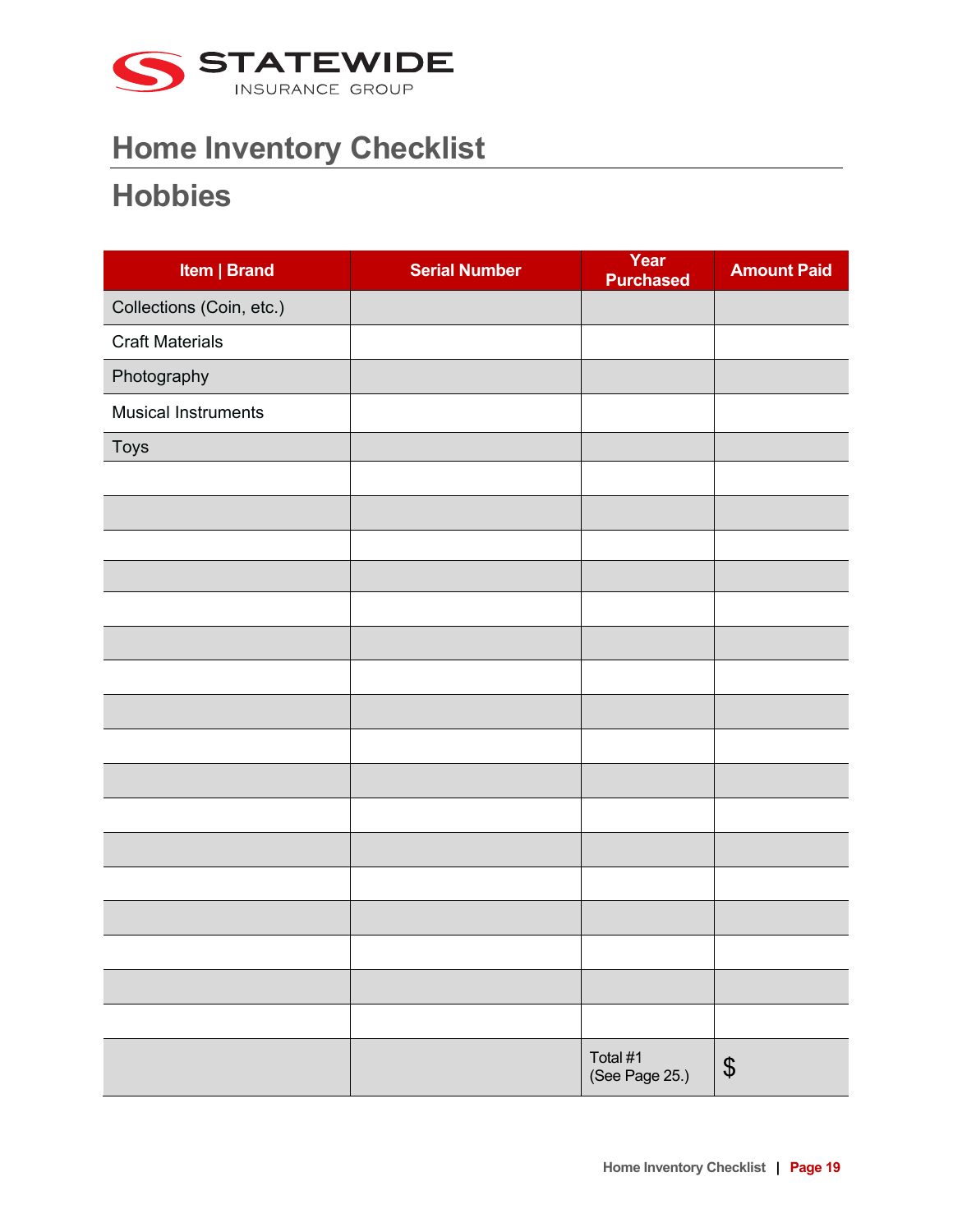# Home Inventory Checklist

## Hobbies

| Item \| Brand | Serial Number | Year Purchased | Amount Paid |
|---|---|---|---|
| Collections (Coin, etc.) | | | |
| Craft Materials | | | |
| Photography | | | |
| Musical Instruments | | | |
| Toys | | | |
| | | | |
| | | | |
| | | | |
| | | | |
| | | | |
| | | | |
| | | | |
| | | | |
| | | | |
| | | | |
| | | | |
| | | | |
| | | | |
| | | | |
| | | | |
| | | | |
| | | | |
| | | Total #1 (See Page 25.) | $ |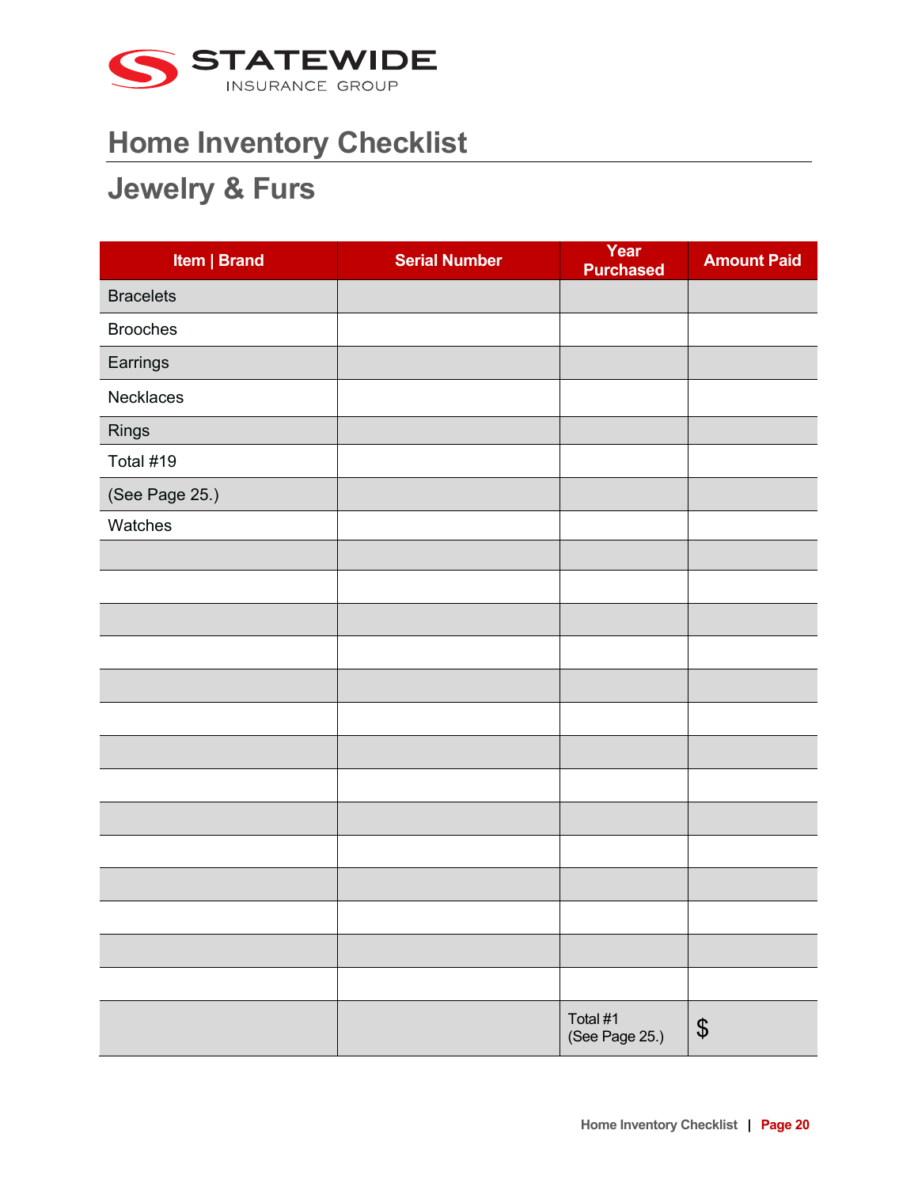# Home Inventory Checklist

## Jewelry & Furs

| Item \| Brand | Serial Number | Year Purchased | Amount Paid |
|---|---|---|---|
| Bracelets | | | |
| Brooches | | | |
| Earrings | | | |
| Necklaces | | | |
| Rings | | | |
| Total #19 | | | |
| (See Page 25.) | | | |
| Watches | | | |
| | | | |
| | | | |
| | | | |
| | | | |
| | | | |
| | | | |
| | | | |
| | | | |
| | | | |
| | | | |
| | | | |
| | | | |
| | | | |
| | | | |
| | | Total #1 (See Page 25.) | $ |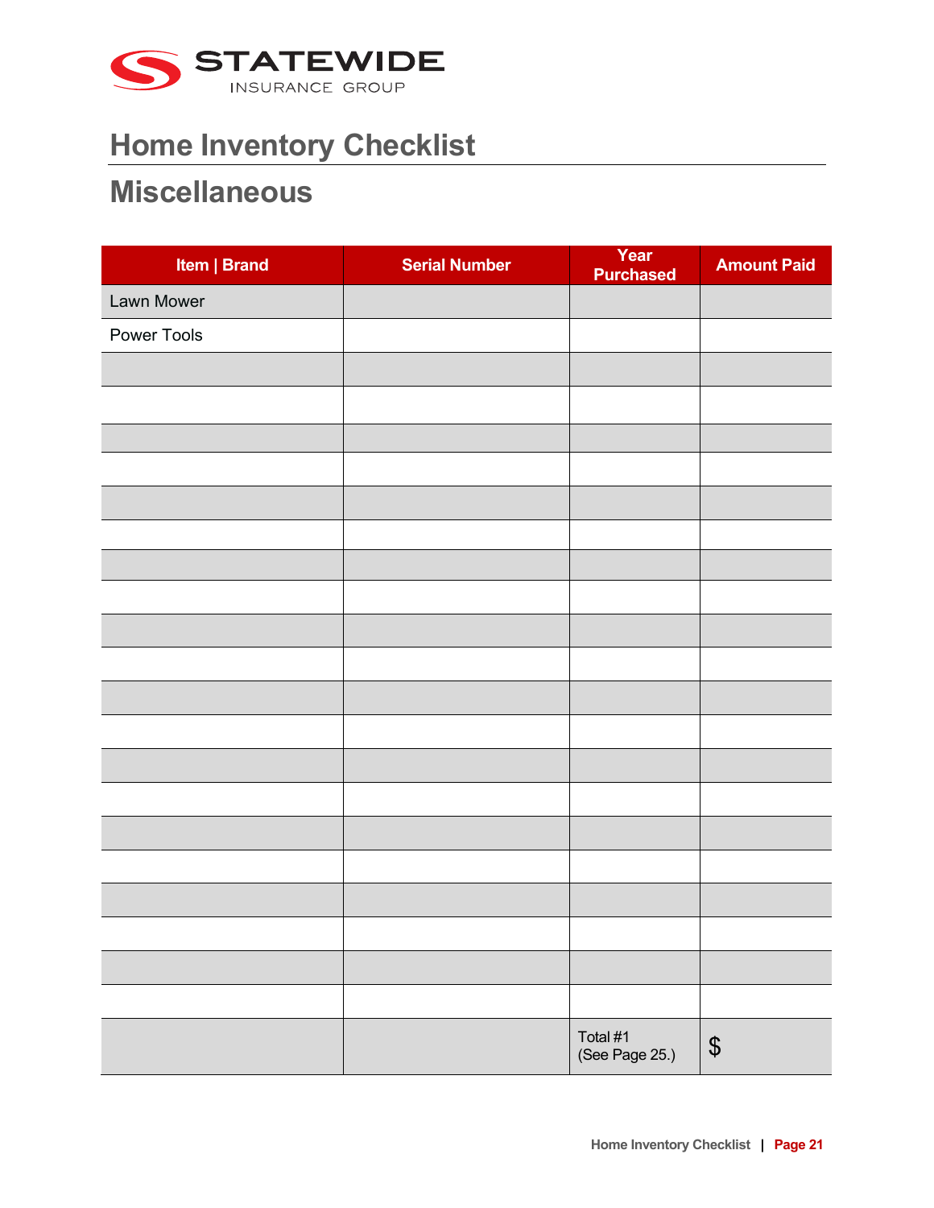STATEWIDE
INSURANCE GROUP

# Home Inventory Checklist

## Miscellaneous

| Item \| Brand | Serial Number | Year Purchased | Amount Paid |
|---|---|---|---|
| Lawn Mower | | | |
| Power Tools | | | |
| | | | |
| | | | |
| | | | |
| | | | |
| | | | |
| | | | |
| | | | |
| | | | |
| | | | |
| | | | |
| | | | |
| | | | |
| | | | |
| | | | |
| | | | |
| | | | |
| | | | |
| | | | |
| | | | |
| | | | |
| | | Total #1 (See Page 25.) | $ |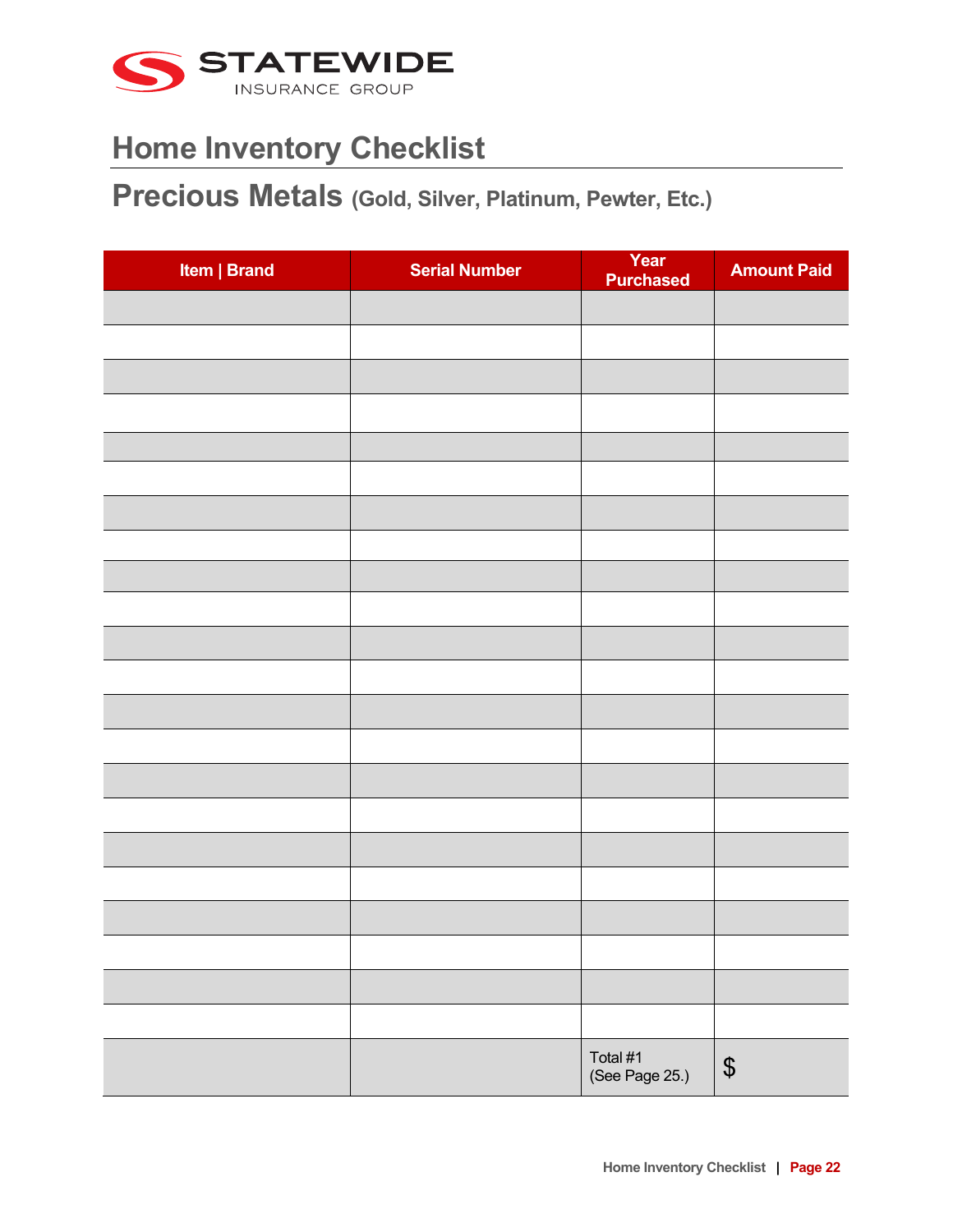STATEWIDE INSURANCE GROUP

# Home Inventory Checklist

## Precious Metals (Gold, Silver, Platinum, Pewter, Etc.)

| Item \| Brand | Serial Number | Year Purchased | Amount Paid |
|---|---|---|---|
| | | | |
| | | | |
| | | | |
| | | | |
| | | | |
| | | | |
| | | | |
| | | | |
| | | | |
| | | | |
| | | | |
| | | | |
| | | | |
| | | | |
| | | | |
| | | | |
| | | | |
| | | | |
| | | | |
| | | | |
| | | | |
| | | | |
| | | Total #1 (See Page 25.) | $ |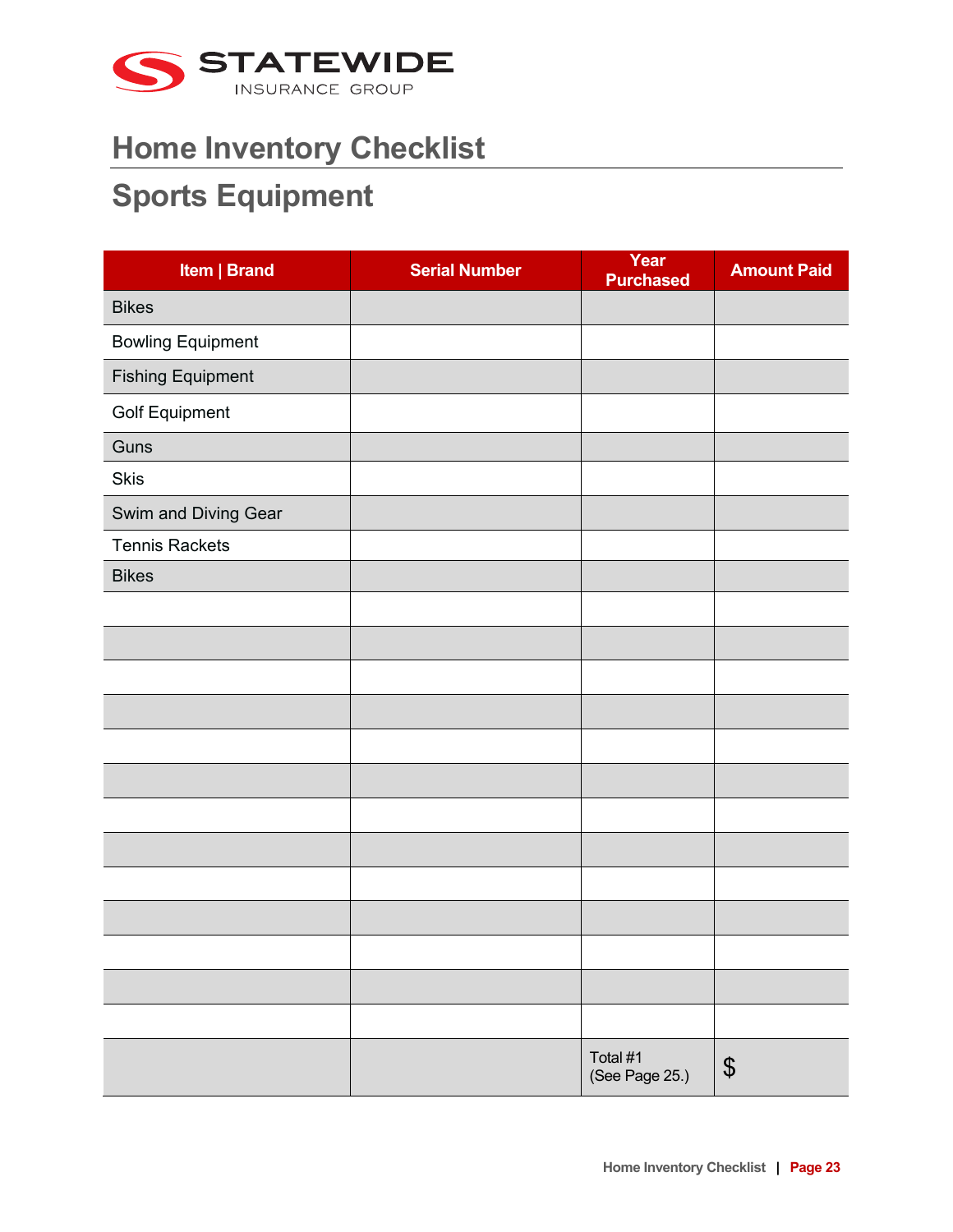# Home Inventory Checklist

## Sports Equipment

| Item \| Brand | Serial Number | Year Purchased | Amount Paid |
|---|---|---|---|
| Bikes | | | |
| Bowling Equipment | | | |
| Fishing Equipment | | | |
| Golf Equipment | | | |
| Guns | | | |
| Skis | | | |
| Swim and Diving Gear | | | |
| Tennis Rackets | | | |
| Bikes | | | |
| | | | |
| | | | |
| | | | |
| | | | |
| | | | |
| | | | |
| | | | |
| | | | |
| | | | |
| | | | |
| | | | |
| | | | |
| | | | |
| | | Total #1 (See Page 25.) | $ |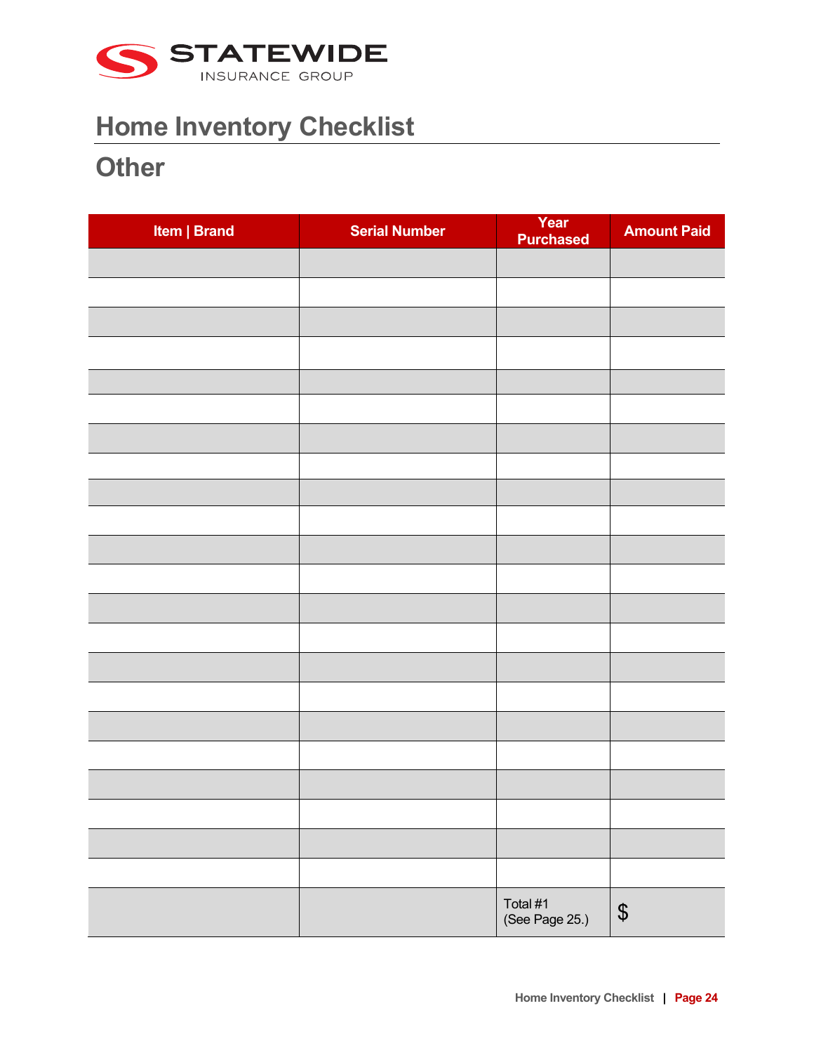# Home Inventory Checklist

## Other

| Item \| Brand | Serial Number | Year Purchased | Amount Paid |
|---|---|---|---|
| | | | |
| | | | |
| | | | |
| | | | |
| | | | |
| | | | |
| | | | |
| | | | |
| | | | |
| | | | |
| | | | |
| | | | |
| | | | |
| | | | |
| | | | |
| | | | |
| | | | |
| | | | |
| | | | |
| | | | |
| | | | |
| | | | |
| | | Total #1 (See Page 25.) | $ |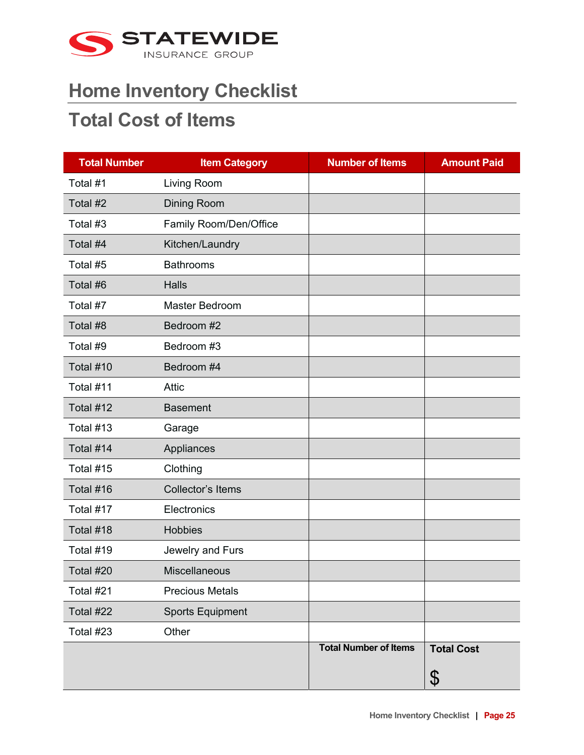STATEWIDE
INSURANCE GROUP

# Home Inventory Checklist

## Total Cost of Items

| Total Number | Item Category | Number of Items | Amount Paid |
|---|---|---|---|
| Total #1 | Living Room | | |
| Total #2 | Dining Room | | |
| Total #3 | Family Room/Den/Office | | |
| Total #4 | Kitchen/Laundry | | |
| Total #5 | Bathrooms | | |
| Total #6 | Halls | | |
| Total #7 | Master Bedroom | | |
| Total #8 | Bedroom #2 | | |
| Total #9 | Bedroom #3 | | |
| Total #10 | Bedroom #4 | | |
| Total #11 | Attic | | |
| Total #12 | Basement | | |
| Total #13 | Garage | | |
| Total #14 | Appliances | | |
| Total #15 | Clothing | | |
| Total #16 | Collector's Items | | |
| Total #17 | Electronics | | |
| Total #18 | Hobbies | | |
| Total #19 | Jewelry and Furs | | |
| Total #20 | Miscellaneous | | |
| Total #21 | Precious Metals | | |
| Total #22 | Sports Equipment | | |
| Total #23 | Other | | |
| | | **Total Number of Items** | **Total Cost** $ |